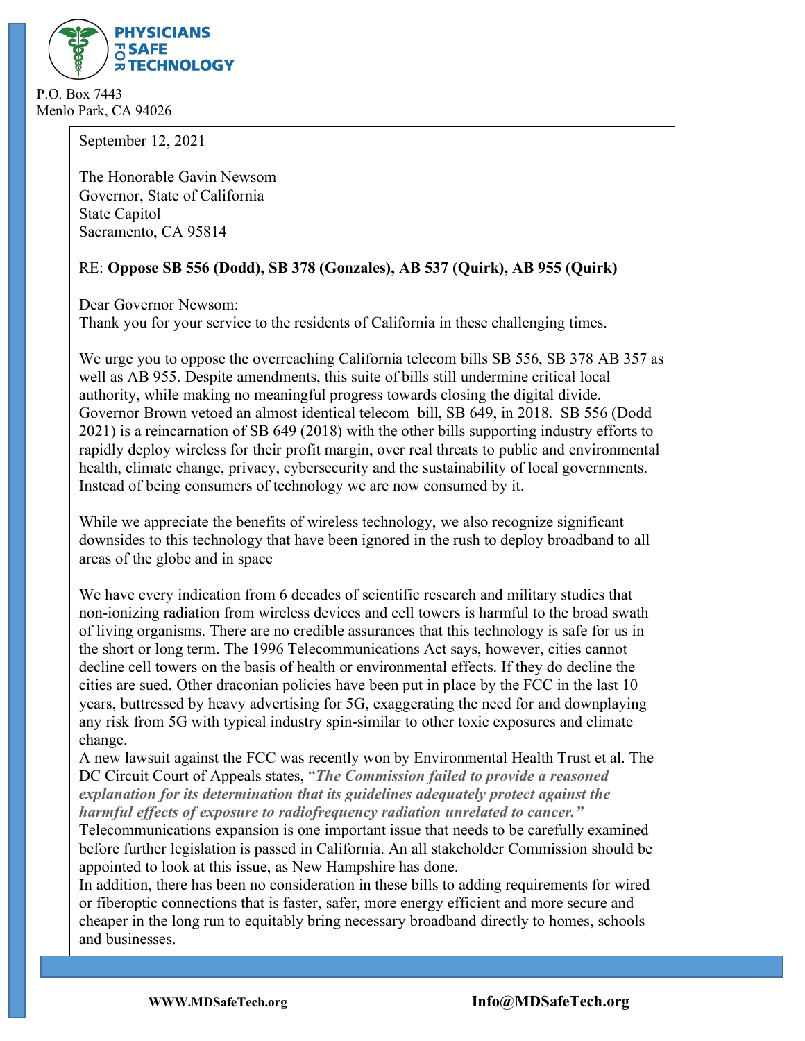**PHYSICIANS FOR SAFE TECHNOLOGY**

P.O. Box 7443
Menlo Park, CA 94026

September 12, 2021

The Honorable Gavin Newsom
Governor, State of California
State Capitol
Sacramento, CA 95814

RE: **Oppose SB 556 (Dodd), SB 378 (Gonzales), AB 537 (Quirk), AB 955 (Quirk)**

Dear Governor Newsom:
Thank you for your service to the residents of California in these challenging times.

We urge you to oppose the overreaching California telecom bills SB 556, SB 378 AB 357 as well as AB 955. Despite amendments, this suite of bills still undermine critical local authority, while making no meaningful progress towards closing the digital divide. Governor Brown vetoed an almost identical telecom bill, SB 649, in 2018. SB 556 (Dodd 2021) is a reincarnation of SB 649 (2018) with the other bills supporting industry efforts to rapidly deploy wireless for their profit margin, over real threats to public and environmental health, climate change, privacy, cybersecurity and the sustainability of local governments. Instead of being consumers of technology we are now consumed by it.

While we appreciate the benefits of wireless technology, we also recognize significant downsides to this technology that have been ignored in the rush to deploy broadband to all areas of the globe and in space

We have every indication from 6 decades of scientific research and military studies that non-ionizing radiation from wireless devices and cell towers is harmful to the broad swath of living organisms. There are no credible assurances that this technology is safe for us in the short or long term. The 1996 Telecommunications Act says, however, cities cannot decline cell towers on the basis of health or environmental effects. If they do decline the cities are sued. Other draconian policies have been put in place by the FCC in the last 10 years, buttressed by heavy advertising for 5G, exaggerating the need for and downplaying any risk from 5G with typical industry spin-similar to other toxic exposures and climate change.

A new lawsuit against the FCC was recently won by Environmental Health Trust et al. The DC Circuit Court of Appeals states, "***The Commission failed to provide a reasoned explanation for its determination that its guidelines adequately protect against the harmful effects of exposure to radiofrequency radiation unrelated to cancer.***"

Telecommunications expansion is one important issue that needs to be carefully examined before further legislation is passed in California. An all stakeholder Commission should be appointed to look at this issue, as New Hampshire has done.

In addition, there has been no consideration in these bills to adding requirements for wired or fiberoptic connections that is faster, safer, more energy efficient and more secure and cheaper in the long run to equitably bring necessary broadband directly to homes, schools and businesses.

WWW.MDSafeTech.org Info@MDSafeTech.org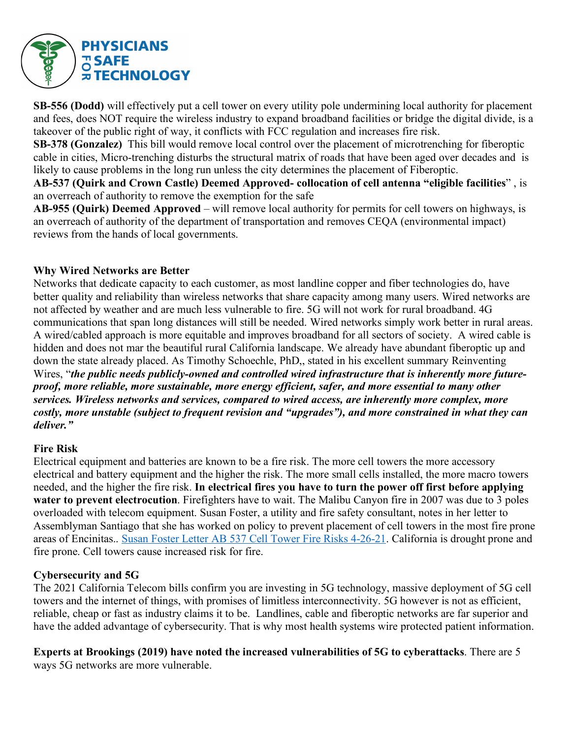**PHYSICIANS FOR SAFE TECHNOLOGY**

**SB-556 (Dodd)** will effectively put a cell tower on every utility pole undermining local authority for placement and fees, does NOT require the wireless industry to expand broadband facilities or bridge the digital divide, is a takeover of the public right of way, it conflicts with FCC regulation and increases fire risk.

**SB-378 (Gonzalez)** This bill would remove local control over the placement of microtrenching for fiberoptic cable in cities, Micro-trenching disturbs the structural matrix of roads that have been aged over decades and is likely to cause problems in the long run unless the city determines the placement of Fiberoptic.

**AB-537 (Quirk and Crown Castle) Deemed Approved- collocation of cell antenna "eligible facilities"** , is an overreach of authority to remove the exemption for the safe

**AB-955 (Quirk) Deemed Approved** – will remove local authority for permits for cell towers on highways, is an overreach of authority of the department of transportation and removes CEQA (environmental impact) reviews from the hands of local governments.

**Why Wired Networks are Better**

Networks that dedicate capacity to each customer, as most landline copper and fiber technologies do, have better quality and reliability than wireless networks that share capacity among many users. Wired networks are not affected by weather and are much less vulnerable to fire. 5G will not work for rural broadband. 4G communications that span long distances will still be needed. Wired networks simply work better in rural areas. A wired/cabled approach is more equitable and improves broadband for all sectors of society. A wired cable is hidden and does not mar the beautiful rural California landscape. We already have abundant fiberoptic up and down the state already placed. As Timothy Schoechle, PhD,, stated in his excellent summary Reinventing Wires, "***the public needs publicly-owned and controlled wired infrastructure that is inherently more future-proof, more reliable, more sustainable, more energy efficient, safer, and more essential to many other services. Wireless networks and services, compared to wired access, are inherently more complex, more costly, more unstable (subject to frequent revision and "upgrades"), and more constrained in what they can deliver."***

**Fire Risk**

Electrical equipment and batteries are known to be a fire risk. The more cell towers the more accessory electrical and battery equipment and the higher the risk. The more small cells installed, the more macro towers needed, and the higher the fire risk. **In electrical fires you have to turn the power off first before applying water to prevent electrocution**. Firefighters have to wait. The Malibu Canyon fire in 2007 was due to 3 poles overloaded with telecom equipment. Susan Foster, a utility and fire safety consultant, notes in her letter to Assemblyman Santiago that she has worked on policy to prevent placement of cell towers in the most fire prone areas of Encinitas.. Susan Foster Letter AB 537 Cell Tower Fire Risks 4-26-21. California is drought prone and fire prone. Cell towers cause increased risk for fire.

**Cybersecurity and 5G**

The 2021 California Telecom bills confirm you are investing in 5G technology, massive deployment of 5G cell towers and the internet of things, with promises of limitless interconnectivity. 5G however is not as efficient, reliable, cheap or fast as industry claims it to be. Landlines, cable and fiberoptic networks are far superior and have the added advantage of cybersecurity. That is why most health systems wire protected patient information.

**Experts at Brookings (2019) have noted the increased vulnerabilities of 5G to cyberattacks**. There are 5 ways 5G networks are more vulnerable.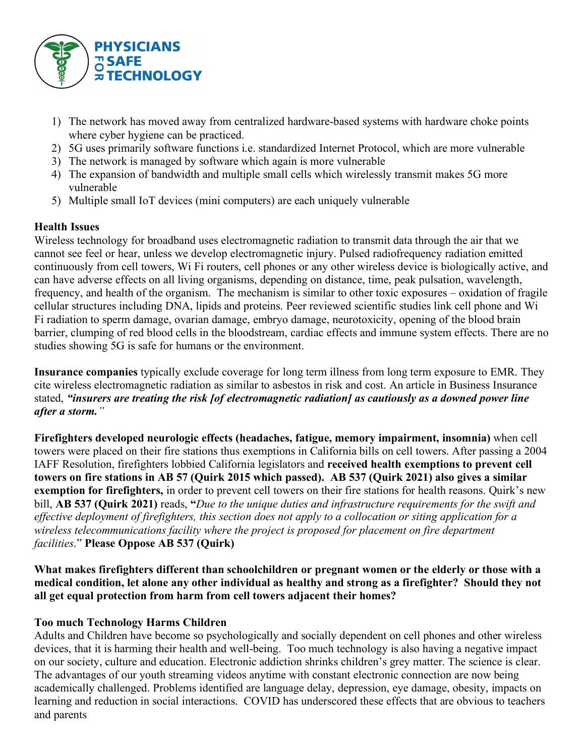1) The network has moved away from centralized hardware-based systems with hardware choke points where cyber hygiene can be practiced.
2) 5G uses primarily software functions i.e. standardized Internet Protocol, which are more vulnerable
3) The network is managed by software which again is more vulnerable
4) The expansion of bandwidth and multiple small cells which wirelessly transmit makes 5G more vulnerable
5) Multiple small IoT devices (mini computers) are each uniquely vulnerable

**Health Issues**

Wireless technology for broadband uses electromagnetic radiation to transmit data through the air that we cannot see feel or hear, unless we develop electromagnetic injury. Pulsed radiofrequency radiation emitted continuously from cell towers, Wi Fi routers, cell phones or any other wireless device is biologically active, and can have adverse effects on all living organisms, depending on distance, time, peak pulsation, wavelength, frequency, and health of the organism. The mechanism is similar to other toxic exposures – oxidation of fragile cellular structures including DNA, lipids and proteins. Peer reviewed scientific studies link cell phone and Wi Fi radiation to sperm damage, ovarian damage, embryo damage, neurotoxicity, opening of the blood brain barrier, clumping of red blood cells in the bloodstream, cardiac effects and immune system effects. There are no studies showing 5G is safe for humans or the environment.

**Insurance companies** typically exclude coverage for long term illness from long term exposure to EMR. They cite wireless electromagnetic radiation as similar to asbestos in risk and cost. An article in Business Insurance stated, ***"insurers are treating the risk [of electromagnetic radiation] as cautiously as a downed power line after a storm."***

**Firefighters developed neurologic effects (headaches, fatigue, memory impairment, insomnia)** when cell towers were placed on their fire stations thus exemptions in California bills on cell towers. After passing a 2004 IAFF Resolution, firefighters lobbied California legislators and **received health exemptions to prevent cell towers on fire stations in AB 57 (Quirk 2015 which passed). AB 537 (Quirk 2021) also gives a similar exemption for firefighters,** in order to prevent cell towers on their fire stations for health reasons. Quirk's new bill, **AB 537 (Quirk 2021)** reads, **"***Due to the unique duties and infrastructure requirements for the swift and effective deployment of firefighters, this section does not apply to a collocation or siting application for a wireless telecommunications facility where the project is proposed for placement on fire department facilities*." **Please Oppose AB 537 (Quirk)**

**What makes firefighters different than schoolchildren or pregnant women or the elderly or those with a medical condition, let alone any other individual as healthy and strong as a firefighter? Should they not all get equal protection from harm from cell towers adjacent their homes?**

**Too much Technology Harms Children**

Adults and Children have become so psychologically and socially dependent on cell phones and other wireless devices, that it is harming their health and well-being. Too much technology is also having a negative impact on our society, culture and education. Electronic addiction shrinks children's grey matter. The science is clear. The advantages of our youth streaming videos anytime with constant electronic connection are now being academically challenged. Problems identified are language delay, depression, eye damage, obesity, impacts on learning and reduction in social interactions. COVID has underscored these effects that are obvious to teachers and parents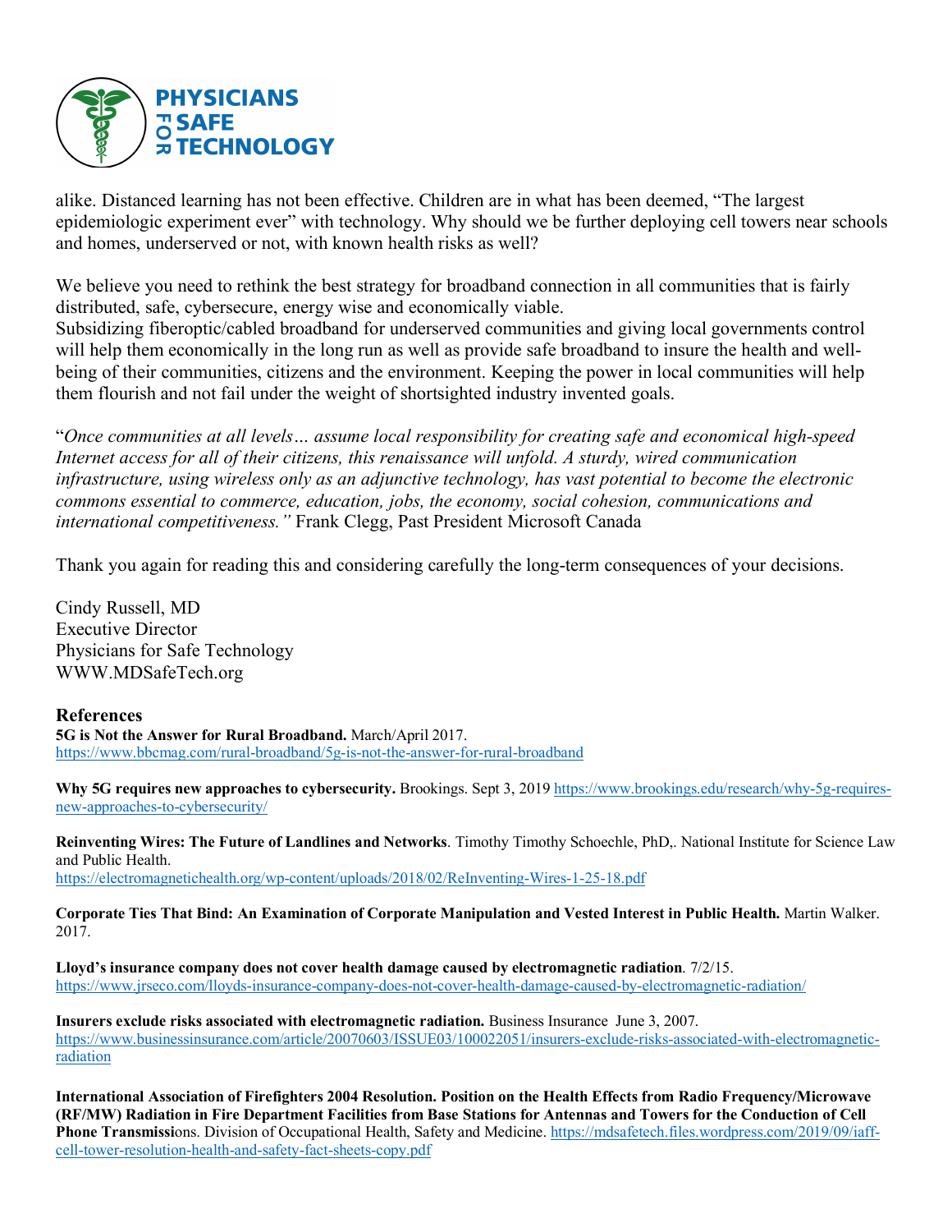alike. Distanced learning has not been effective. Children are in what has been deemed, "The largest epidemiologic experiment ever" with technology. Why should we be further deploying cell towers near schools and homes, underserved or not, with known health risks as well?

We believe you need to rethink the best strategy for broadband connection in all communities that is fairly distributed, safe, cybersecure, energy wise and economically viable.
Subsidizing fiberoptic/cabled broadband for underserved communities and giving local governments control will help them economically in the long run as well as provide safe broadband to insure the health and well-being of their communities, citizens and the environment. Keeping the power in local communities will help them flourish and not fail under the weight of shortsighted industry invented goals.

"*Once communities at all levels… assume local responsibility for creating safe and economical high-speed Internet access for all of their citizens, this renaissance will unfold. A sturdy, wired communication infrastructure, using wireless only as an adjunctive technology, has vast potential to become the electronic commons essential to commerce, education, jobs, the economy, social cohesion, communications and international competitiveness."* Frank Clegg, Past President Microsoft Canada

Thank you again for reading this and considering carefully the long-term consequences of your decisions.

Cindy Russell, MD
Executive Director
Physicians for Safe Technology
WWW.MDSafeTech.org

## References

**5G is Not the Answer for Rural Broadband.** March/April 2017.
https://www.bbcmag.com/rural-broadband/5g-is-not-the-answer-for-rural-broadband

**Why 5G requires new approaches to cybersecurity.** Brookings. Sept 3, 2019 https://www.brookings.edu/research/why-5g-requires-new-approaches-to-cybersecurity/

**Reinventing Wires: The Future of Landlines and Networks**. Timothy Timothy Schoechle, PhD,. National Institute for Science Law and Public Health.
https://electromagnetichealth.org/wp-content/uploads/2018/02/ReInventing-Wires-1-25-18.pdf

**Corporate Ties That Bind: An Examination of Corporate Manipulation and Vested Interest in Public Health.** Martin Walker. 2017.

**Lloyd's insurance company does not cover health damage caused by electromagnetic radiation**. 7/2/15.
https://www.jrseco.com/lloyds-insurance-company-does-not-cover-health-damage-caused-by-electromagnetic-radiation/

**Insurers exclude risks associated with electromagnetic radiation.** Business Insurance June 3, 2007.
https://www.businessinsurance.com/article/20070603/ISSUE03/100022051/insurers-exclude-risks-associated-with-electromagnetic-radiation

**International Association of Firefighters 2004 Resolution. Position on the Health Effects from Radio Frequency/Microwave (RF/MW) Radiation in Fire Department Facilities from Base Stations for Antennas and Towers for the Conduction of Cell Phone Transmissi**ons. Division of Occupational Health, Safety and Medicine. https://mdsafetech.files.wordpress.com/2019/09/iaff-cell-tower-resolution-health-and-safety-fact-sheets-copy.pdf